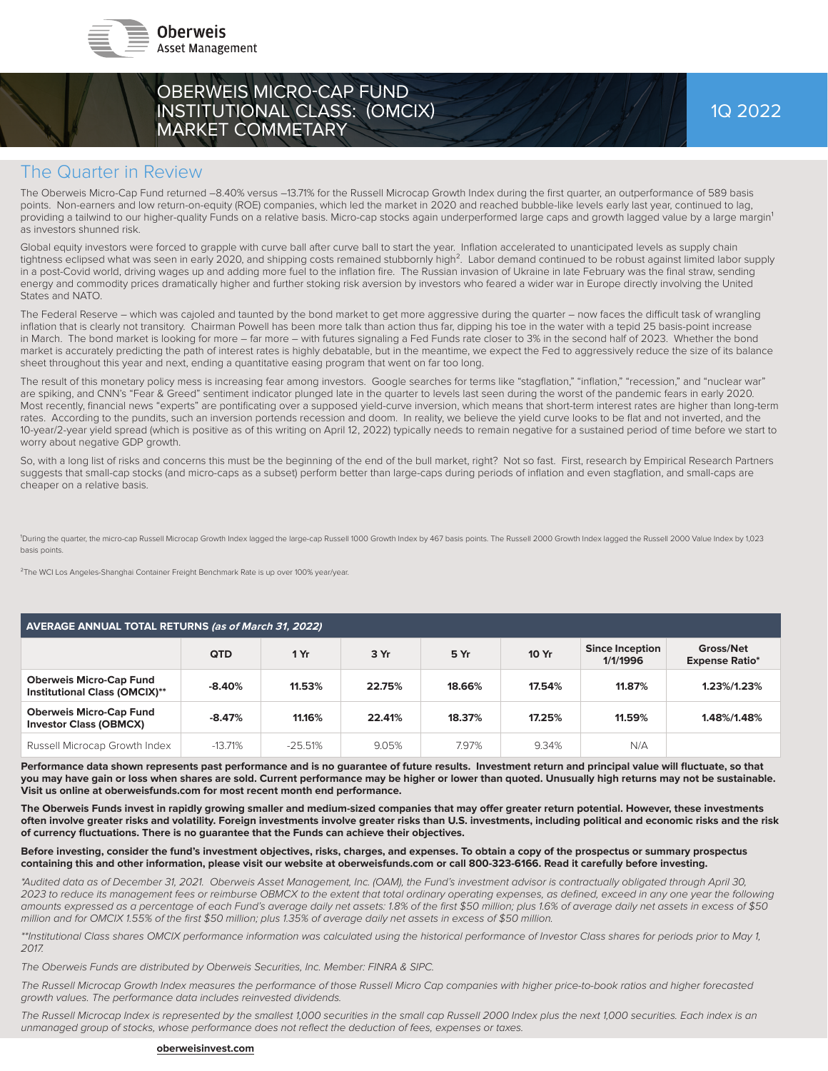Oberweis Asset Management

# OBERWEIS MICRO-CAP FUND INSTITUTIONAL CLASS: (OMCIX) MARKET COMMETARY

1Q 2022

## The Quarter in Review

The Oberweis Micro-Cap Fund returned –8.40% versus –13.71% for the Russell Microcap Growth Index during the first quarter, an outperformance of 589 basis points. Non-earners and low return-on-equity (ROE) companies, which led the market in 2020 and reached bubble-like levels early last year, continued to lag, providing a tailwind to our higher-quality Funds on a relative basis. Micro-cap stocks again underperformed large caps and growth lagged value by a large margin[1] as investors shunned risk.

Global equity investors were forced to grapple with curve ball after curve ball to start the year. Inflation accelerated to unanticipated levels as supply chain tightness eclipsed what was seen in early 2020, and shipping costs remained stubbornly high[2]. Labor demand continued to be robust against limited labor supply in a post-Covid world, driving wages up and adding more fuel to the inflation fire. The Russian invasion of Ukraine in late February was the final straw, sending energy and commodity prices dramatically higher and further stoking risk aversion by investors who feared a wider war in Europe directly involving the United States and NATO.

The Federal Reserve – which was cajoled and taunted by the bond market to get more aggressive during the quarter – now faces the difficult task of wrangling inflation that is clearly not transitory. Chairman Powell has been more talk than action thus far, dipping his toe in the water with a tepid 25 basis-point increase in March. The bond market is looking for more – far more – with futures signaling a Fed Funds rate closer to 3% in the second half of 2023. Whether the bond market is accurately predicting the path of interest rates is highly debatable, but in the meantime, we expect the Fed to aggressively reduce the size of its balance sheet throughout this year and next, ending a quantitative easing program that went on far too long.

The result of this monetary policy mess is increasing fear among investors. Google searches for terms like "stagflation," "inflation," "recession," and "nuclear war" are spiking, and CNN's "Fear & Greed" sentiment indicator plunged late in the quarter to levels last seen during the worst of the pandemic fears in early 2020. Most recently, financial news "experts" are pontificating over a supposed yield-curve inversion, which means that short-term interest rates are higher than long-term rates. According to the pundits, such an inversion portends recession and doom. In reality, we believe the yield curve looks to be flat and not inverted, and the 10-year/2-year yield spread (which is positive as of this writing on April 12, 2022) typically needs to remain negative for a sustained period of time before we start to worry about negative GDP growth.

So, with a long list of risks and concerns this must be the beginning of the end of the bull market, right? Not so fast. First, research by Empirical Research Partners suggests that small-cap stocks (and micro-caps as a subset) perform better than large-caps during periods of inflation and even stagflation, and small-caps are cheaper on a relative basis.

[1]During the quarter, the micro-cap Russell Microcap Growth Index lagged the large-cap Russell 1000 Growth Index by 467 basis points. The Russell 2000 Growth Index lagged the Russell 2000 Value Index by 1,023 basis points.

[2]The WCI Los Angeles-Shanghai Container Freight Benchmark Rate is up over 100% year/year.

**AVERAGE ANNUAL TOTAL RETURNS** ***(as of March 31, 2022)***

| | QTD | 1 Yr | 3 Yr | 5 Yr | 10 Yr | Since Inception 1/1/1996 | Gross/Net Expense Ratio* |
|---|---|---|---|---|---|---|---|
| **Oberweis Micro-Cap Fund Institutional Class (OMCIX)**\*\* | **-8.40%** | **11.53%** | **22.75%** | **18.66%** | **17.54%** | **11.87%** | **1.23%/1.23%** |
| **Oberweis Micro-Cap Fund Investor Class (OBMCX)** | **-8.47%** | **11.16%** | **22.41%** | **18.37%** | **17.25%** | **11.59%** | **1.48%/1.48%** |
| Russell Microcap Growth Index | -13.71% | -25.51% | 9.05% | 7.97% | 9.34% | N/A | |

**Performance data shown represents past performance and is no guarantee of future results. Investment return and principal value will fluctuate, so that you may have gain or loss when shares are sold. Current performance may be higher or lower than quoted. Unusually high returns may not be sustainable. Visit us online at oberweisfunds.com for most recent month end performance.**

**The Oberweis Funds invest in rapidly growing smaller and medium-sized companies that may offer greater return potential. However, these investments often involve greater risks and volatility. Foreign investments involve greater risks than U.S. investments, including political and economic risks and the risk of currency fluctuations. There is no guarantee that the Funds can achieve their objectives.**

**Before investing, consider the fund's investment objectives, risks, charges, and expenses. To obtain a copy of the prospectus or summary prospectus containing this and other information, please visit our website at oberweisfunds.com or call 800-323-6166. Read it carefully before investing.**

*\*Audited data as of December 31, 2021. Oberweis Asset Management, Inc. (OAM), the Fund's investment advisor is contractually obligated through April 30, 2023 to reduce its management fees or reimburse OBMCX to the extent that total ordinary operating expenses, as defined, exceed in any one year the following amounts expressed as a percentage of each Fund's average daily net assets: 1.8% of the first $50 million; plus 1.6% of average daily net assets in excess of $50 million and for OMCIX 1.55% of the first $50 million; plus 1.35% of average daily net assets in excess of $50 million.*

*\*\*Institutional Class shares OMCIX performance information was calculated using the historical performance of Investor Class shares for periods prior to May 1, 2017.*

*The Oberweis Funds are distributed by Oberweis Securities, Inc. Member: FINRA & SIPC.*

*The Russell Microcap Growth Index measures the performance of those Russell Micro Cap companies with higher price-to-book ratios and higher forecasted growth values. The performance data includes reinvested dividends.*

*The Russell Microcap Index is represented by the smallest 1,000 securities in the small cap Russell 2000 Index plus the next 1,000 securities. Each index is an unmanaged group of stocks, whose performance does not reflect the deduction of fees, expenses or taxes.*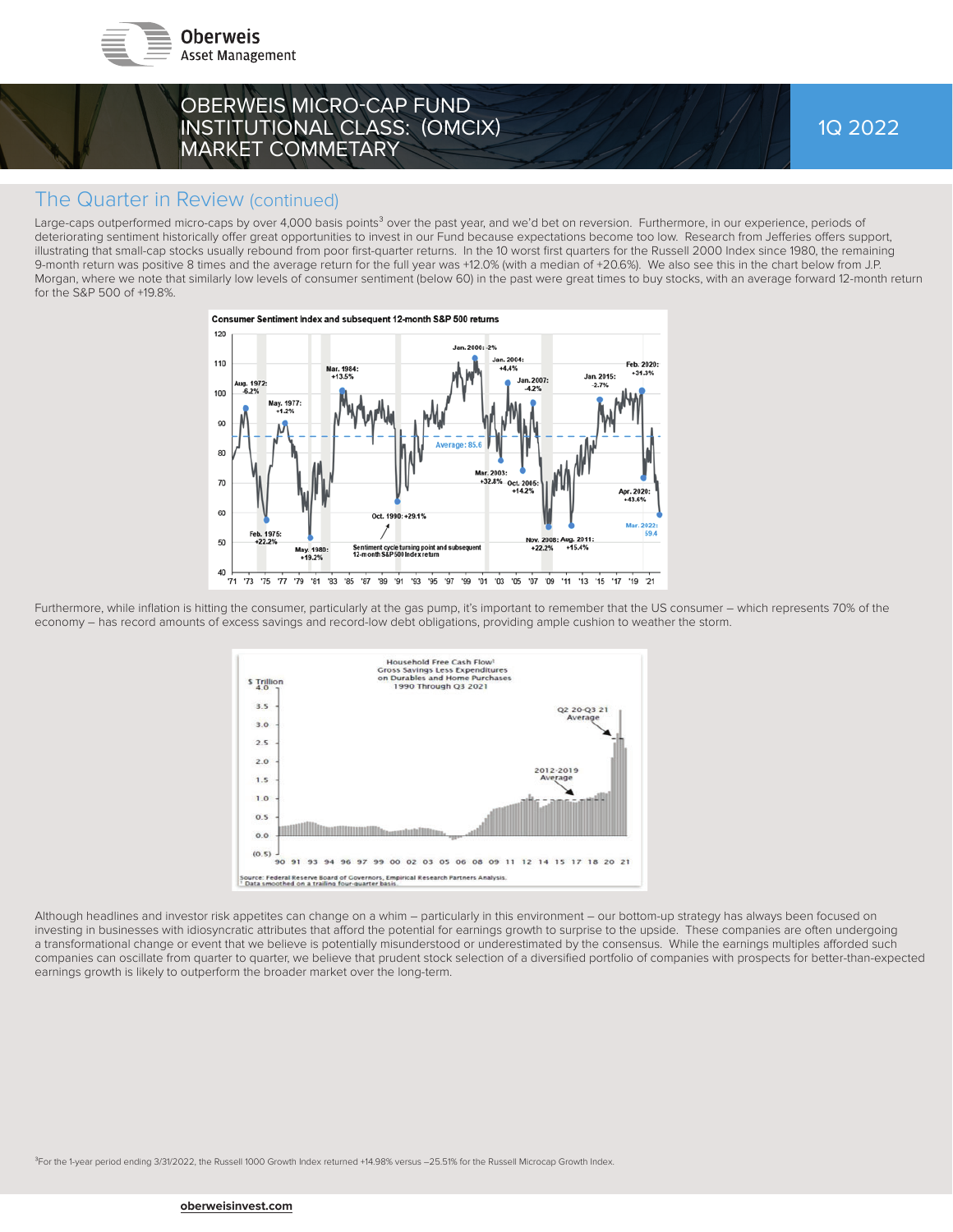## The Quarter in Review (continued)

Large-caps outperformed micro-caps by over 4,000 basis points[3] over the past year, and we'd bet on reversion. Furthermore, in our experience, periods of deteriorating sentiment historically offer great opportunities to invest in our Fund because expectations become too low. Research from Jefferies offers support, illustrating that small-cap stocks usually rebound from poor first-quarter returns. In the 10 worst first quarters for the Russell 2000 Index since 1980, the remaining 9-month return was positive 8 times and the average return for the full year was +12.0% (with a median of +20.6%). We also see this in the chart below from J.P. Morgan, where we note that similarly low levels of consumer sentiment (below 60) in the past were great times to buy stocks, with an average forward 12-month return for the S&P 500 of +19.8%.

Consumer Sentiment Index and subsequent 12-month S&P 500 returns

120
110
100
90
80
70
60
50
40

'71 '73 '75 '77 '79 '81 '83 '85 '87 '89 '91 '93 '95 '97 '99 '01 '03 '05 '07 '09 '11 '13 '15 '17 '19 '21

Aug. 1972: -6.2%
Feb. 1975: +22.2%
May. 1977: +1.2%
May. 1980: +19.2%
Mar. 1984: +13.5%
Oct. 1990: +29.1%
Jan. 2000: -2%
Jan. 2004: +4.4%
Mar. 2003: +32.8%
Oct. 2005: +14.2%
Jan. 2007: -4.2%
Nov. 2008: +22.2%
Aug. 2011: +15.4%
Jan. 2015: -2.7%
Feb. 2020: +31.3%
Apr. 2020: +43.6%
Mar. 2022: 59.4
Average: 85.6
Sentiment cycle turning point and subsequent 12-month S&P 500 index return

Furthermore, while inflation is hitting the consumer, particularly at the gas pump, it's important to remember that the US consumer – which represents 70% of the economy – has record amounts of excess savings and record-low debt obligations, providing ample cushion to weather the storm.

Household Free Cash Flow[1]
Gross Savings Less Expenditures
on Durables and Home Purchases
1990 Through Q3 2021

$ Trillion
4.0
3.5
3.0
2.5
2.0
1.5
1.0
0.5
0.0
(0.5)

90 91 93 94 96 97 99 00 02 03 05 06 08 09 11 12 14 15 17 18 20 21

Q2 20-Q3 21 Average
2012-2019 Average

Source: Federal Reserve Board of Governors, Empirical Research Partners Analysis.
[1] Data smoothed on a trailing four-quarter basis.

Although headlines and investor risk appetites can change on a whim – particularly in this environment – our bottom-up strategy has always been focused on investing in businesses with idiosyncratic attributes that afford the potential for earnings growth to surprise to the upside. These companies are often undergoing a transformational change or event that we believe is potentially misunderstood or underestimated by the consensus. While the earnings multiples afforded such companies can oscillate from quarter to quarter, we believe that prudent stock selection of a diversified portfolio of companies with prospects for better-than-expected earnings growth is likely to outperform the broader market over the long-term.

[3] For the 1-year period ending 3/31/2022, the Russell 1000 Growth Index returned +14.98% versus –25.51% for the Russell Microcap Growth Index.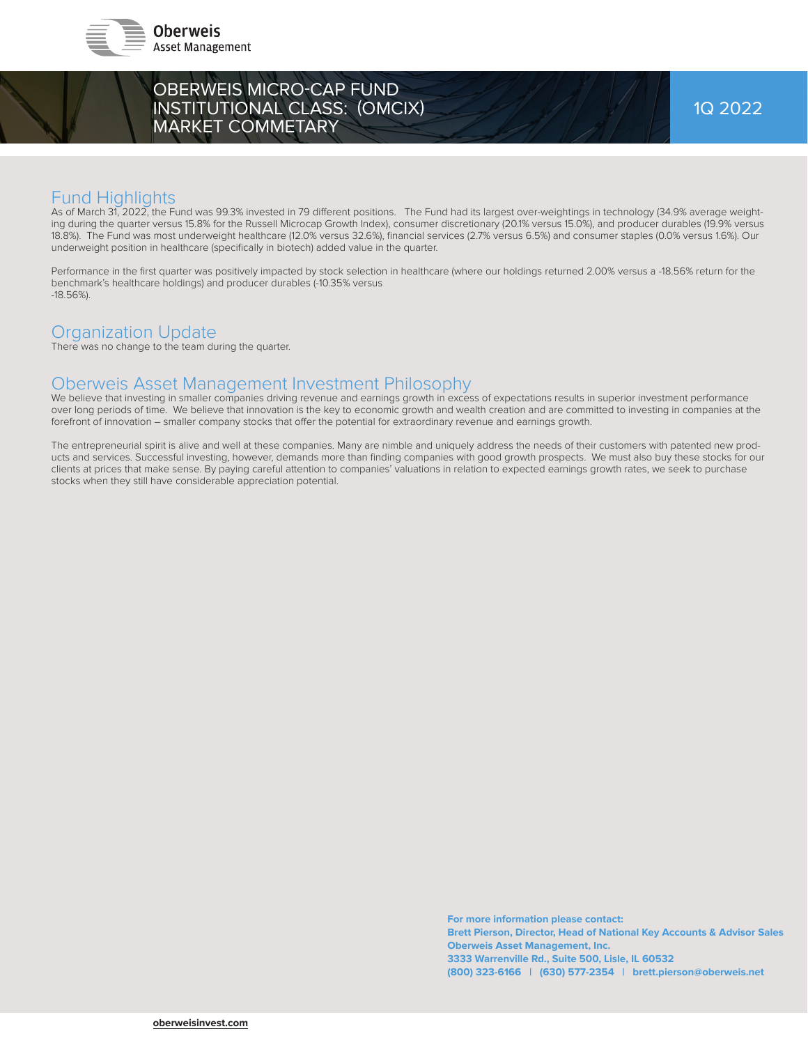Oberweis Asset Management

# OBERWEIS MICRO-CAP FUND INSTITUTIONAL CLASS: (OMCIX) MARKET COMMETARY

1Q 2022

## Fund Highlights

As of March 31, 2022, the Fund was 99.3% invested in 79 different positions. The Fund had its largest over-weightings in technology (34.9% average weighting during the quarter versus 15.8% for the Russell Microcap Growth Index), consumer discretionary (20.1% versus 15.0%), and producer durables (19.9% versus 18.8%). The Fund was most underweight healthcare (12.0% versus 32.6%), financial services (2.7% versus 6.5%) and consumer staples (0.0% versus 1.6%). Our underweight position in healthcare (specifically in biotech) added value in the quarter.

Performance in the first quarter was positively impacted by stock selection in healthcare (where our holdings returned 2.00% versus a -18.56% return for the benchmark's healthcare holdings) and producer durables (-10.35% versus -18.56%).

## Organization Update

There was no change to the team during the quarter.

## Oberweis Asset Management Investment Philosophy

We believe that investing in smaller companies driving revenue and earnings growth in excess of expectations results in superior investment performance over long periods of time. We believe that innovation is the key to economic growth and wealth creation and are committed to investing in companies at the forefront of innovation – smaller company stocks that offer the potential for extraordinary revenue and earnings growth.

The entrepreneurial spirit is alive and well at these companies. Many are nimble and uniquely address the needs of their customers with patented new products and services. Successful investing, however, demands more than finding companies with good growth prospects. We must also buy these stocks for our clients at prices that make sense. By paying careful attention to companies' valuations in relation to expected earnings growth rates, we seek to purchase stocks when they still have considerable appreciation potential.

**For more information please contact:**
**Brett Pierson, Director, Head of National Key Accounts & Advisor Sales**
**Oberweis Asset Management, Inc.**
**3333 Warrenville Rd., Suite 500, Lisle, IL 60532**
**(800) 323-6166 | (630) 577-2354 | brett.pierson@oberweis.net**

oberweisinvest.com